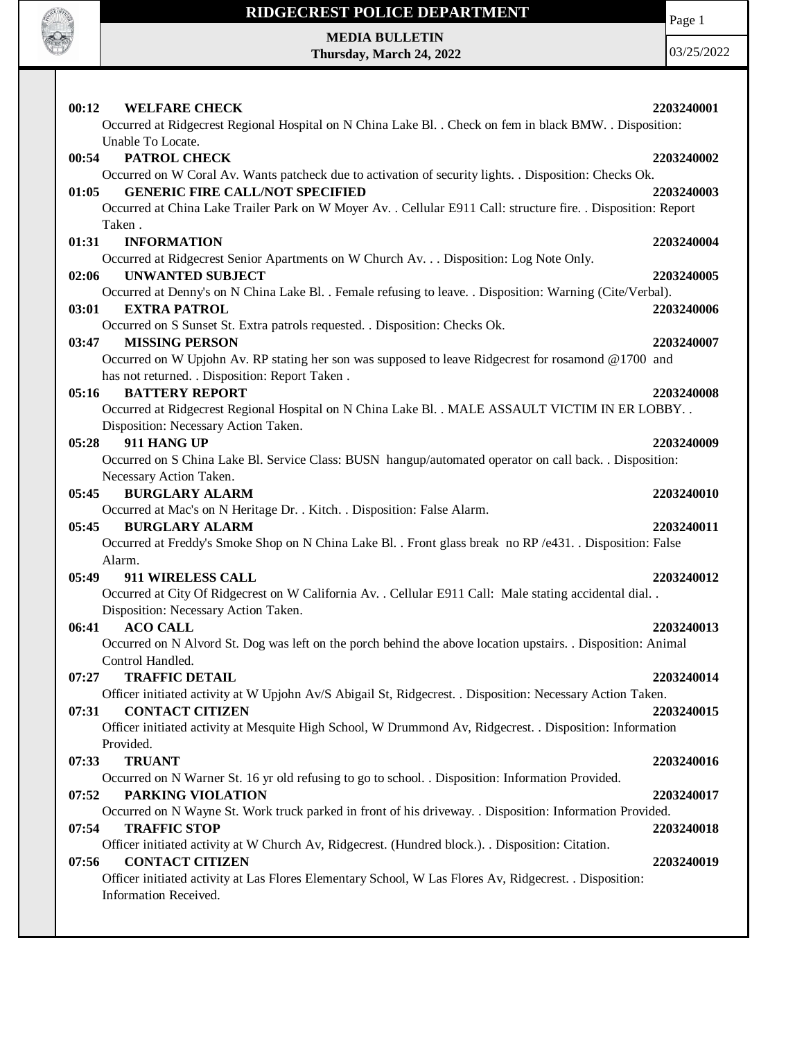# RIDGECREST POLICE DEPARTMENT

**MEDIA BULLETIN**
**Thursday, March 24, 2022**

03/25/2022

**00:12 WELFARE CHECK** **2203240001**
Occurred at Ridgecrest Regional Hospital on N China Lake Bl. . Check on fem in black BMW. . Disposition: Unable To Locate.

**00:54 PATROL CHECK** **2203240002**
Occurred on W Coral Av. Wants patcheck due to activation of security lights. . Disposition: Checks Ok.

**01:05 GENERIC FIRE CALL/NOT SPECIFIED** **2203240003**
Occurred at China Lake Trailer Park on W Moyer Av. . Cellular E911 Call: structure fire. . Disposition: Report Taken .

**01:31 INFORMATION** **2203240004**
Occurred at Ridgecrest Senior Apartments on W Church Av. . . Disposition: Log Note Only.

**02:06 UNWANTED SUBJECT** **2203240005**
Occurred at Denny's on N China Lake Bl. . Female refusing to leave. . Disposition: Warning (Cite/Verbal).

**03:01 EXTRA PATROL** **2203240006**
Occurred on S Sunset St. Extra patrols requested. . Disposition: Checks Ok.

**03:47 MISSING PERSON** **2203240007**
Occurred on W Upjohn Av. RP stating her son was supposed to leave Ridgecrest for rosamond @1700 and has not returned. . Disposition: Report Taken .

**05:16 BATTERY REPORT** **2203240008**
Occurred at Ridgecrest Regional Hospital on N China Lake Bl. . MALE ASSAULT VICTIM IN ER LOBBY. . Disposition: Necessary Action Taken.

**05:28 911 HANG UP** **2203240009**
Occurred on S China Lake Bl. Service Class: BUSN hangup/automated operator on call back. . Disposition: Necessary Action Taken.

**05:45 BURGLARY ALARM** **2203240010**
Occurred at Mac's on N Heritage Dr. . Kitch. . Disposition: False Alarm.

**05:45 BURGLARY ALARM** **2203240011**
Occurred at Freddy's Smoke Shop on N China Lake Bl. . Front glass break no RP /e431. . Disposition: False Alarm.

**05:49 911 WIRELESS CALL** **2203240012**
Occurred at City Of Ridgecrest on W California Av. . Cellular E911 Call: Male stating accidental dial. . Disposition: Necessary Action Taken.

**06:41 ACO CALL** **2203240013**
Occurred on N Alvord St. Dog was left on the porch behind the above location upstairs. . Disposition: Animal Control Handled.

**07:27 TRAFFIC DETAIL** **2203240014**
Officer initiated activity at W Upjohn Av/S Abigail St, Ridgecrest. . Disposition: Necessary Action Taken.

**07:31 CONTACT CITIZEN** **2203240015**
Officer initiated activity at Mesquite High School, W Drummond Av, Ridgecrest. . Disposition: Information Provided.

**07:33 TRUANT** **2203240016**
Occurred on N Warner St. 16 yr old refusing to go to school. . Disposition: Information Provided.

**07:52 PARKING VIOLATION** **2203240017**
Occurred on N Wayne St. Work truck parked in front of his driveway. . Disposition: Information Provided.

**07:54 TRAFFIC STOP** **2203240018**
Officer initiated activity at W Church Av, Ridgecrest. (Hundred block.). . Disposition: Citation.

**07:56 CONTACT CITIZEN** **2203240019**
Officer initiated activity at Las Flores Elementary School, W Las Flores Av, Ridgecrest. . Disposition: Information Received.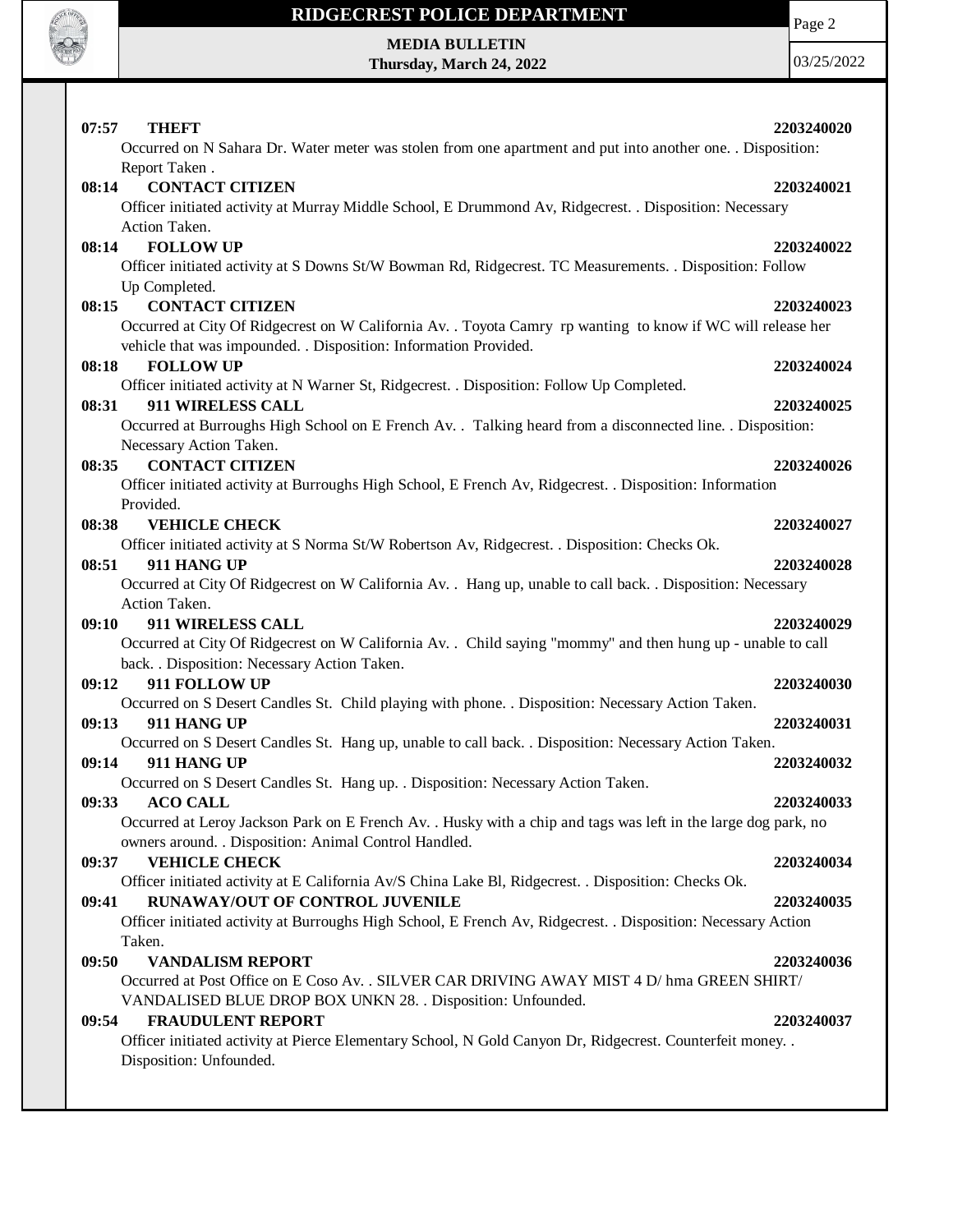**07:57 THEFT 2203240020**

Occurred on N Sahara Dr. Water meter was stolen from one apartment and put into another one. . Disposition: Report Taken .

**08:14 CONTACT CITIZEN 2203240021**

Officer initiated activity at Murray Middle School, E Drummond Av, Ridgecrest. . Disposition: Necessary Action Taken.

**08:14 FOLLOW UP 2203240022**

Officer initiated activity at S Downs St/W Bowman Rd, Ridgecrest. TC Measurements. . Disposition: Follow Up Completed.

**08:15 CONTACT CITIZEN 2203240023**

Occurred at City Of Ridgecrest on W California Av. . Toyota Camry rp wanting to know if WC will release her vehicle that was impounded. . Disposition: Information Provided.

**08:18 FOLLOW UP 2203240024**

Officer initiated activity at N Warner St, Ridgecrest. . Disposition: Follow Up Completed.

**08:31 911 WIRELESS CALL 2203240025**

Occurred at Burroughs High School on E French Av. . Talking heard from a disconnected line. . Disposition: Necessary Action Taken.

**08:35 CONTACT CITIZEN 2203240026**

Officer initiated activity at Burroughs High School, E French Av, Ridgecrest. . Disposition: Information Provided.

**08:38 VEHICLE CHECK 2203240027**

Officer initiated activity at S Norma St/W Robertson Av, Ridgecrest. . Disposition: Checks Ok.

**08:51 911 HANG UP 2203240028**

Occurred at City Of Ridgecrest on W California Av. . Hang up, unable to call back. . Disposition: Necessary Action Taken.

**09:10 911 WIRELESS CALL 2203240029**

Occurred at City Of Ridgecrest on W California Av. . Child saying "mommy" and then hung up - unable to call back. . Disposition: Necessary Action Taken.

**09:12 911 FOLLOW UP 2203240030**

Occurred on S Desert Candles St. Child playing with phone. . Disposition: Necessary Action Taken.

**09:13 911 HANG UP 2203240031**

Occurred on S Desert Candles St. Hang up, unable to call back. . Disposition: Necessary Action Taken.

**09:14 911 HANG UP 2203240032**

Occurred on S Desert Candles St. Hang up. . Disposition: Necessary Action Taken.

**09:33 ACO CALL 2203240033**

Occurred at Leroy Jackson Park on E French Av. . Husky with a chip and tags was left in the large dog park, no owners around. . Disposition: Animal Control Handled.

**09:37 VEHICLE CHECK 2203240034**

Officer initiated activity at E California Av/S China Lake Bl, Ridgecrest. . Disposition: Checks Ok.

**09:41 RUNAWAY/OUT OF CONTROL JUVENILE 2203240035**

Officer initiated activity at Burroughs High School, E French Av, Ridgecrest. . Disposition: Necessary Action Taken.

**09:50 VANDALISM REPORT 2203240036**

Occurred at Post Office on E Coso Av. . SILVER CAR DRIVING AWAY MIST 4 D/ hma GREEN SHIRT/ VANDALISED BLUE DROP BOX UNKN 28. . Disposition: Unfounded.

**09:54 FRAUDULENT REPORT 2203240037**

Officer initiated activity at Pierce Elementary School, N Gold Canyon Dr, Ridgecrest. Counterfeit money. . Disposition: Unfounded.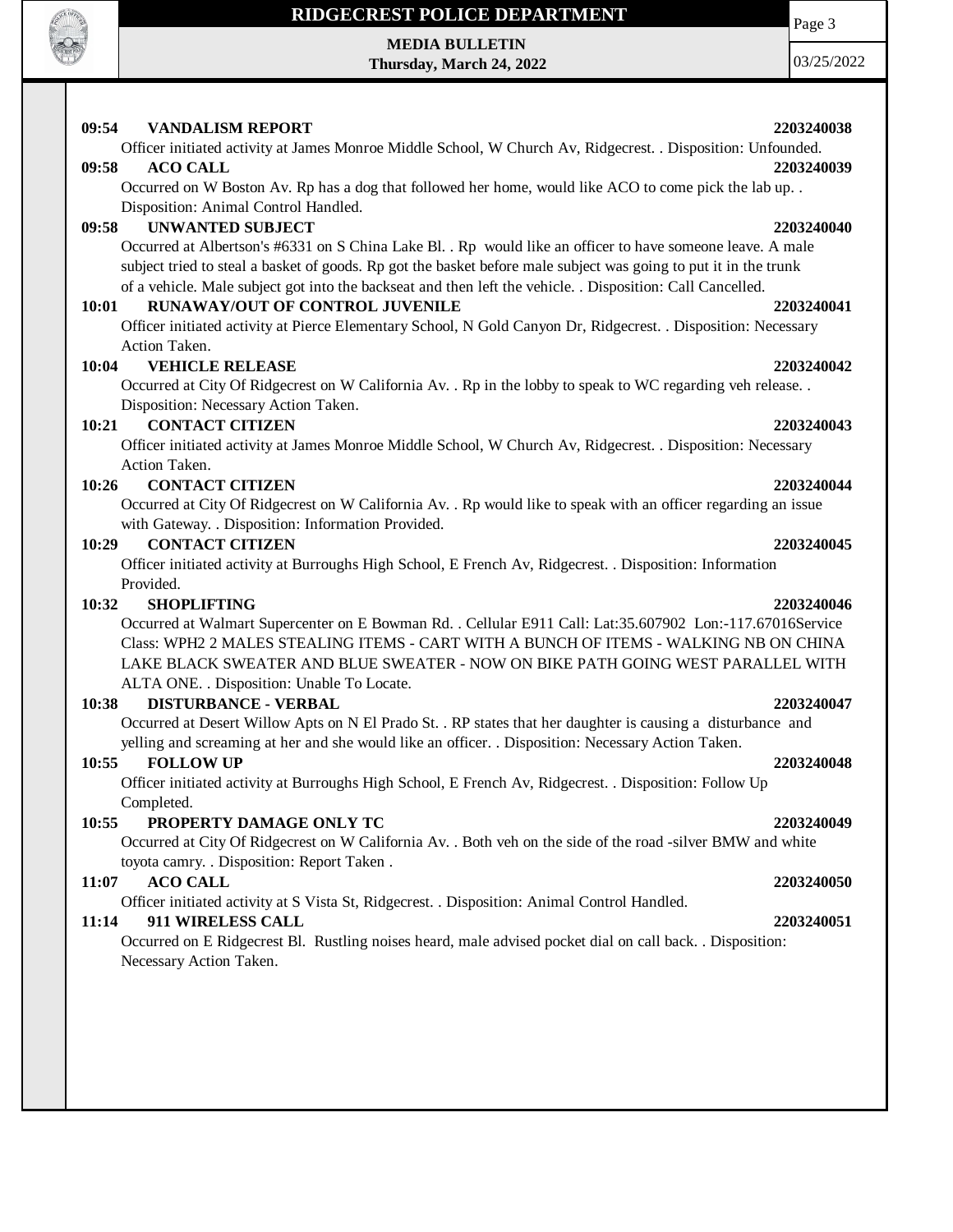**09:54 VANDALISM REPORT 2203240038**

Officer initiated activity at James Monroe Middle School, W Church Av, Ridgecrest. . Disposition: Unfounded.

**09:58 ACO CALL 2203240039**

Occurred on W Boston Av. Rp has a dog that followed her home, would like ACO to come pick the lab up. . Disposition: Animal Control Handled.

**09:58 UNWANTED SUBJECT 2203240040**

Occurred at Albertson's #6331 on S China Lake Bl. . Rp would like an officer to have someone leave. A male subject tried to steal a basket of goods. Rp got the basket before male subject was going to put it in the trunk of a vehicle. Male subject got into the backseat and then left the vehicle. . Disposition: Call Cancelled.

**10:01 RUNAWAY/OUT OF CONTROL JUVENILE 2203240041**

Officer initiated activity at Pierce Elementary School, N Gold Canyon Dr, Ridgecrest. . Disposition: Necessary Action Taken.

**10:04 VEHICLE RELEASE 2203240042**

Occurred at City Of Ridgecrest on W California Av. . Rp in the lobby to speak to WC regarding veh release. . Disposition: Necessary Action Taken.

**10:21 CONTACT CITIZEN 2203240043**

Officer initiated activity at James Monroe Middle School, W Church Av, Ridgecrest. . Disposition: Necessary Action Taken.

**10:26 CONTACT CITIZEN 2203240044**

Occurred at City Of Ridgecrest on W California Av. . Rp would like to speak with an officer regarding an issue with Gateway. . Disposition: Information Provided.

**10:29 CONTACT CITIZEN 2203240045**

Officer initiated activity at Burroughs High School, E French Av, Ridgecrest. . Disposition: Information Provided.

**10:32 SHOPLIFTING 2203240046**

Occurred at Walmart Supercenter on E Bowman Rd. . Cellular E911 Call: Lat:35.607902 Lon:-117.67016Service Class: WPH2 2 MALES STEALING ITEMS - CART WITH A BUNCH OF ITEMS - WALKING NB ON CHINA LAKE BLACK SWEATER AND BLUE SWEATER - NOW ON BIKE PATH GOING WEST PARALLEL WITH ALTA ONE. . Disposition: Unable To Locate.

**10:38 DISTURBANCE - VERBAL 2203240047**

Occurred at Desert Willow Apts on N El Prado St. . RP states that her daughter is causing a disturbance and yelling and screaming at her and she would like an officer. . Disposition: Necessary Action Taken.

**10:55 FOLLOW UP 2203240048**

Officer initiated activity at Burroughs High School, E French Av, Ridgecrest. . Disposition: Follow Up Completed.

**10:55 PROPERTY DAMAGE ONLY TC 2203240049**

Occurred at City Of Ridgecrest on W California Av. . Both veh on the side of the road -silver BMW and white toyota camry. . Disposition: Report Taken .

**11:07 ACO CALL 2203240050**

Officer initiated activity at S Vista St, Ridgecrest. . Disposition: Animal Control Handled.

**11:14 911 WIRELESS CALL 2203240051**

Occurred on E Ridgecrest Bl. Rustling noises heard, male advised pocket dial on call back. . Disposition: Necessary Action Taken.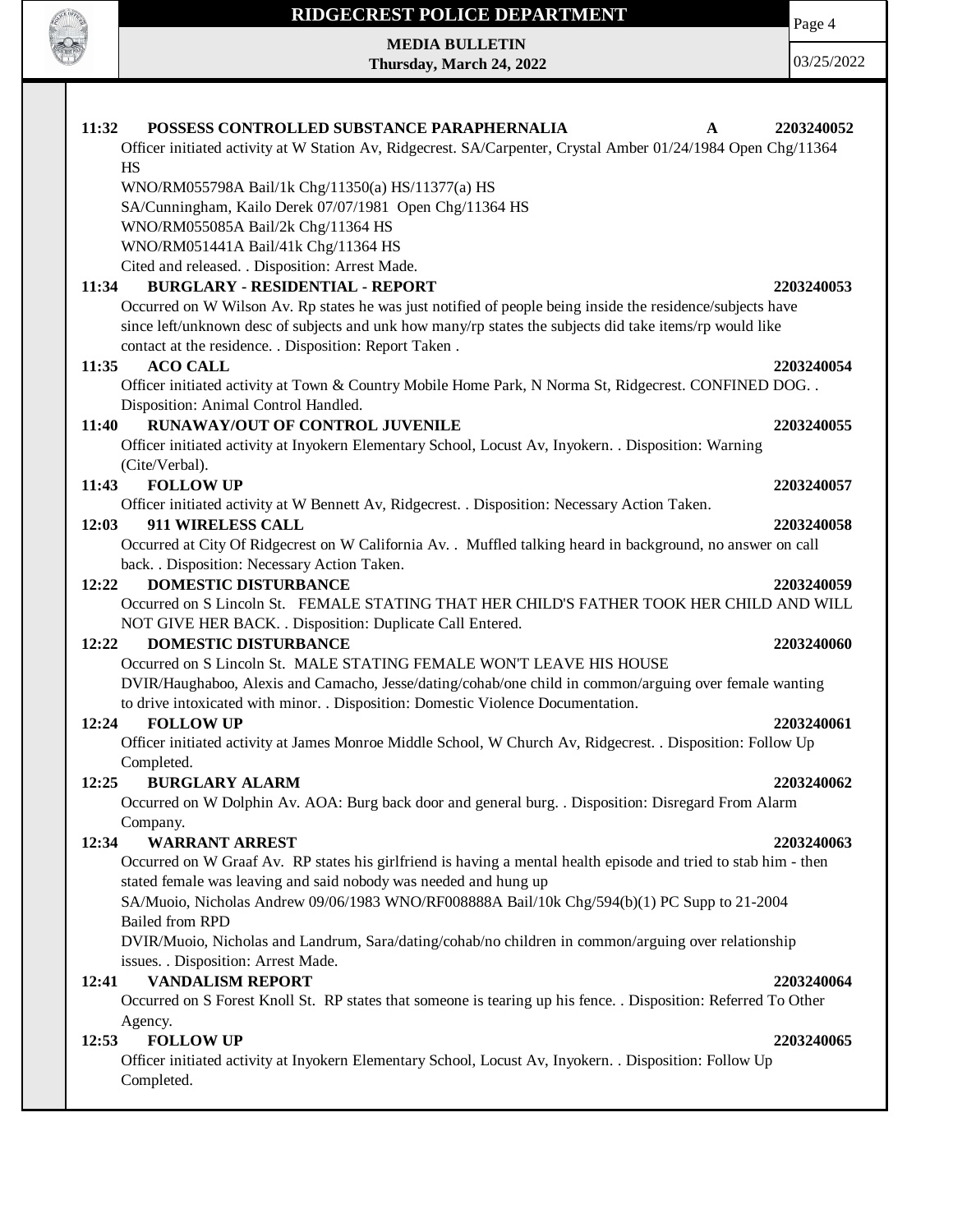**11:32 POSSESS CONTROLLED SUBSTANCE PARAPHERNALIA A 2203240052**

Officer initiated activity at W Station Av, Ridgecrest. SA/Carpenter, Crystal Amber 01/24/1984 Open Chg/11364 HS
WNO/RM055798A Bail/1k Chg/11350(a) HS/11377(a) HS
SA/Cunningham, Kailo Derek 07/07/1981 Open Chg/11364 HS
WNO/RM055085A Bail/2k Chg/11364 HS
WNO/RM051441A Bail/41k Chg/11364 HS
Cited and released. . Disposition: Arrest Made.

**11:34 BURGLARY - RESIDENTIAL - REPORT 2203240053**

Occurred on W Wilson Av. Rp states he was just notified of people being inside the residence/subjects have since left/unknown desc of subjects and unk how many/rp states the subjects did take items/rp would like contact at the residence. . Disposition: Report Taken .

**11:35 ACO CALL 2203240054**

Officer initiated activity at Town & Country Mobile Home Park, N Norma St, Ridgecrest. CONFINED DOG. . Disposition: Animal Control Handled.

**11:40 RUNAWAY/OUT OF CONTROL JUVENILE 2203240055**

Officer initiated activity at Inyokern Elementary School, Locust Av, Inyokern. . Disposition: Warning (Cite/Verbal).

**11:43 FOLLOW UP 2203240057**

Officer initiated activity at W Bennett Av, Ridgecrest. . Disposition: Necessary Action Taken.

**12:03 911 WIRELESS CALL 2203240058**

Occurred at City Of Ridgecrest on W California Av. . Muffled talking heard in background, no answer on call back. . Disposition: Necessary Action Taken.

**12:22 DOMESTIC DISTURBANCE 2203240059**

Occurred on S Lincoln St. FEMALE STATING THAT HER CHILD'S FATHER TOOK HER CHILD AND WILL NOT GIVE HER BACK. . Disposition: Duplicate Call Entered.

**12:22 DOMESTIC DISTURBANCE 2203240060**

Occurred on S Lincoln St. MALE STATING FEMALE WON'T LEAVE HIS HOUSE
DVIR/Haughaboo, Alexis and Camacho, Jesse/dating/cohab/one child in common/arguing over female wanting to drive intoxicated with minor. . Disposition: Domestic Violence Documentation.

**12:24 FOLLOW UP 2203240061**

Officer initiated activity at James Monroe Middle School, W Church Av, Ridgecrest. . Disposition: Follow Up Completed.

**12:25 BURGLARY ALARM 2203240062**

Occurred on W Dolphin Av. AOA: Burg back door and general burg. . Disposition: Disregard From Alarm Company.

**12:34 WARRANT ARREST 2203240063**

Occurred on W Graaf Av. RP states his girlfriend is having a mental health episode and tried to stab him - then stated female was leaving and said nobody was needed and hung up
SA/Muoio, Nicholas Andrew 09/06/1983 WNO/RF008888A Bail/10k Chg/594(b)(1) PC Supp to 21-2004 Bailed from RPD
DVIR/Muoio, Nicholas and Landrum, Sara/dating/cohab/no children in common/arguing over relationship issues. . Disposition: Arrest Made.

**12:41 VANDALISM REPORT 2203240064**

Occurred on S Forest Knoll St. RP states that someone is tearing up his fence. . Disposition: Referred To Other Agency.

**12:53 FOLLOW UP 2203240065**

Officer initiated activity at Inyokern Elementary School, Locust Av, Inyokern. . Disposition: Follow Up Completed.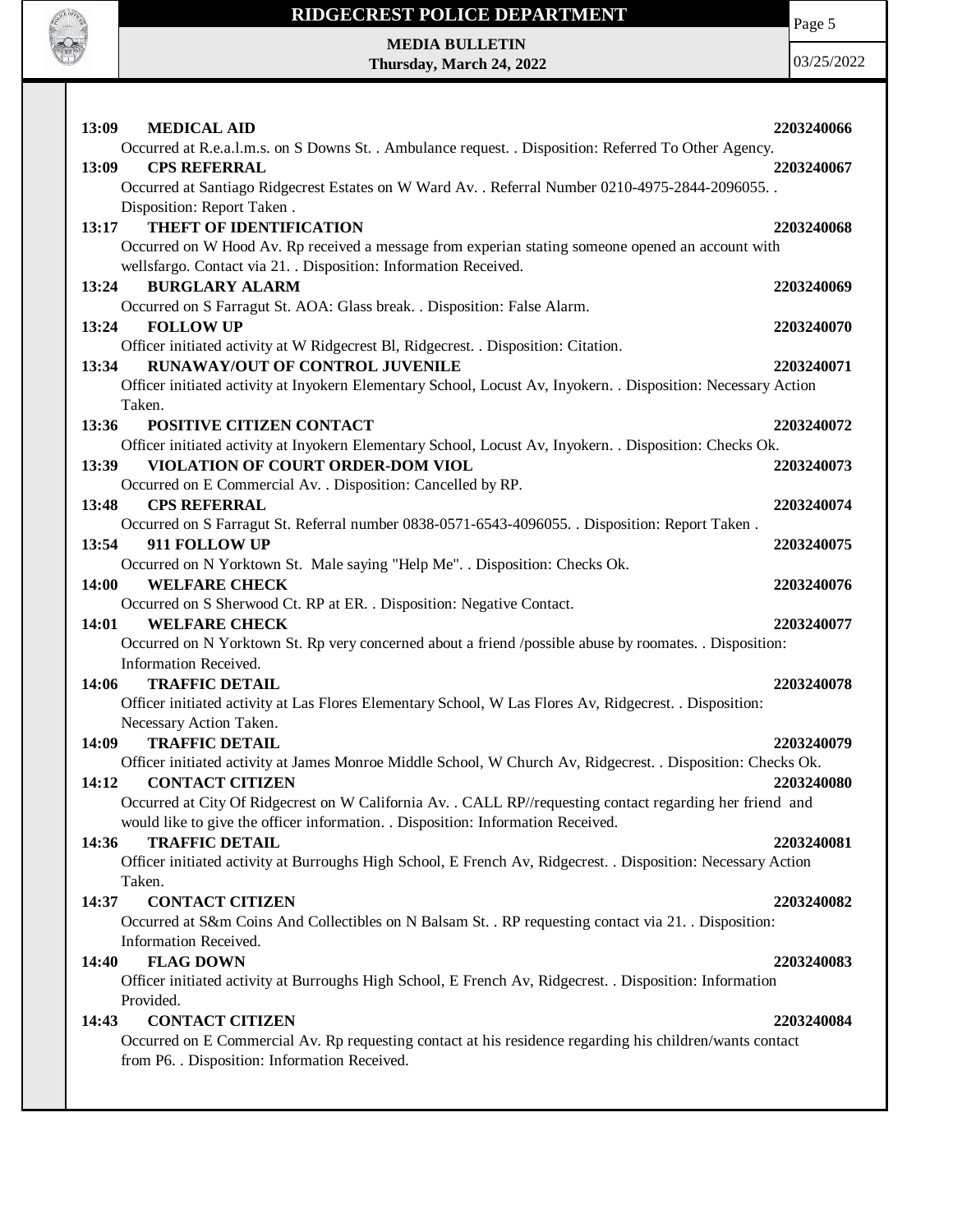**13:09 MEDICAL AID** **2203240066**

Occurred at R.e.a.l.m.s. on S Downs St. . Ambulance request. . Disposition: Referred To Other Agency.

**13:09 CPS REFERRAL** **2203240067**

Occurred at Santiago Ridgecrest Estates on W Ward Av. . Referral Number 0210-4975-2844-2096055. . Disposition: Report Taken .

**13:17 THEFT OF IDENTIFICATION** **2203240068**

Occurred on W Hood Av. Rp received a message from experian stating someone opened an account with wellsfargo. Contact via 21. . Disposition: Information Received.

**13:24 BURGLARY ALARM** **2203240069**

Occurred on S Farragut St. AOA: Glass break. . Disposition: False Alarm.

**13:24 FOLLOW UP** **2203240070**

Officer initiated activity at W Ridgecrest Bl, Ridgecrest. . Disposition: Citation.

**13:34 RUNAWAY/OUT OF CONTROL JUVENILE** **2203240071**

Officer initiated activity at Inyokern Elementary School, Locust Av, Inyokern. . Disposition: Necessary Action Taken.

**13:36 POSITIVE CITIZEN CONTACT** **2203240072**

Officer initiated activity at Inyokern Elementary School, Locust Av, Inyokern. . Disposition: Checks Ok.

**13:39 VIOLATION OF COURT ORDER-DOM VIOL** **2203240073**

Occurred on E Commercial Av. . Disposition: Cancelled by RP.

**13:48 CPS REFERRAL** **2203240074**

Occurred on S Farragut St. Referral number 0838-0571-6543-4096055. . Disposition: Report Taken .

**13:54 911 FOLLOW UP** **2203240075**

Occurred on N Yorktown St. Male saying "Help Me". . Disposition: Checks Ok.

**14:00 WELFARE CHECK** **2203240076**

Occurred on S Sherwood Ct. RP at ER. . Disposition: Negative Contact.

**14:01 WELFARE CHECK** **2203240077**

Occurred on N Yorktown St. Rp very concerned about a friend /possible abuse by roomates. . Disposition: Information Received.

**14:06 TRAFFIC DETAIL** **2203240078**

Officer initiated activity at Las Flores Elementary School, W Las Flores Av, Ridgecrest. . Disposition: Necessary Action Taken.

**14:09 TRAFFIC DETAIL** **2203240079**

Officer initiated activity at James Monroe Middle School, W Church Av, Ridgecrest. . Disposition: Checks Ok.

**14:12 CONTACT CITIZEN** **2203240080**

Occurred at City Of Ridgecrest on W California Av. . CALL RP//requesting contact regarding her friend and would like to give the officer information. . Disposition: Information Received.

**14:36 TRAFFIC DETAIL** **2203240081**

Officer initiated activity at Burroughs High School, E French Av, Ridgecrest. . Disposition: Necessary Action Taken.

**14:37 CONTACT CITIZEN** **2203240082**

Occurred at S&m Coins And Collectibles on N Balsam St. . RP requesting contact via 21. . Disposition: Information Received.

**14:40 FLAG DOWN** **2203240083**

Officer initiated activity at Burroughs High School, E French Av, Ridgecrest. . Disposition: Information Provided.

**14:43 CONTACT CITIZEN** **2203240084**

Occurred on E Commercial Av. Rp requesting contact at his residence regarding his children/wants contact from P6. . Disposition: Information Received.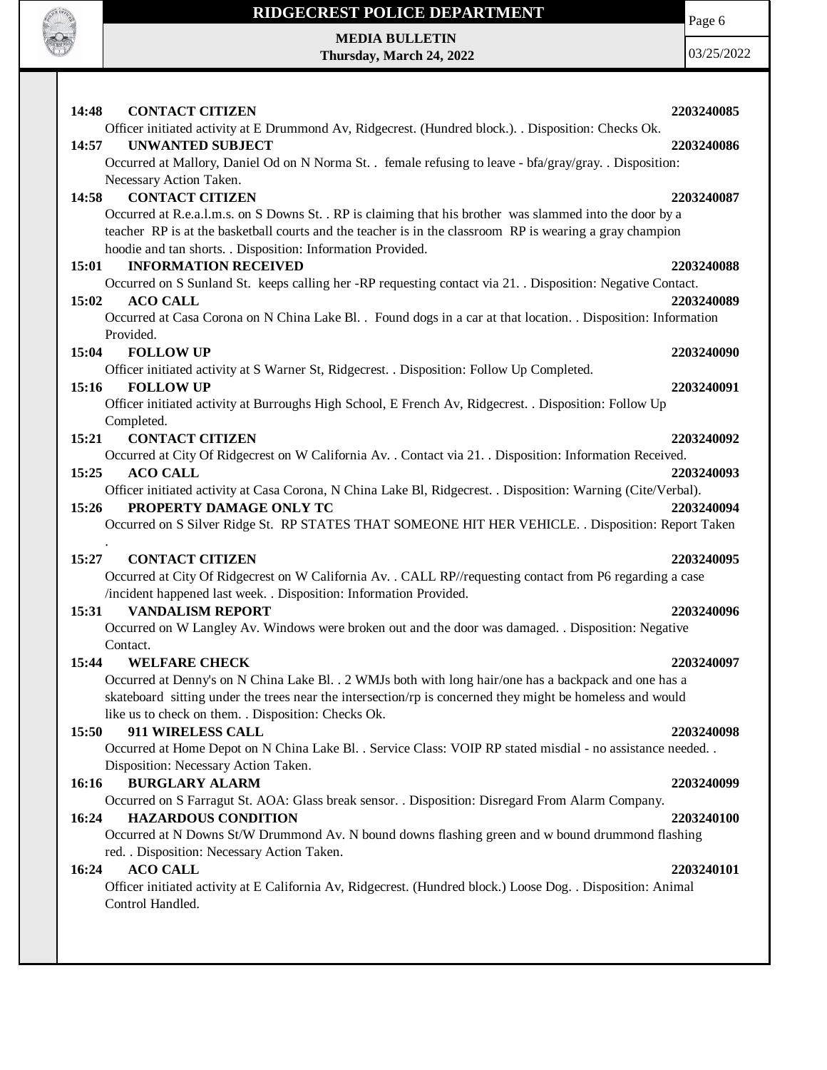**14:48 CONTACT CITIZEN** **2203240085**

Officer initiated activity at E Drummond Av, Ridgecrest. (Hundred block.). . Disposition: Checks Ok.

**14:57 UNWANTED SUBJECT** **2203240086**

Occurred at Mallory, Daniel Od on N Norma St. . female refusing to leave - bfa/gray/gray. . Disposition: Necessary Action Taken.

**14:58 CONTACT CITIZEN** **2203240087**

Occurred at R.e.a.l.m.s. on S Downs St. . RP is claiming that his brother was slammed into the door by a teacher RP is at the basketball courts and the teacher is in the classroom RP is wearing a gray champion hoodie and tan shorts. . Disposition: Information Provided.

**15:01 INFORMATION RECEIVED** **2203240088**

Occurred on S Sunland St. keeps calling her -RP requesting contact via 21. . Disposition: Negative Contact.

**15:02 ACO CALL** **2203240089**

Occurred at Casa Corona on N China Lake Bl. . Found dogs in a car at that location. . Disposition: Information Provided.

**15:04 FOLLOW UP** **2203240090**

Officer initiated activity at S Warner St, Ridgecrest. . Disposition: Follow Up Completed.

**15:16 FOLLOW UP** **2203240091**

Officer initiated activity at Burroughs High School, E French Av, Ridgecrest. . Disposition: Follow Up Completed.

**15:21 CONTACT CITIZEN** **2203240092**

Occurred at City Of Ridgecrest on W California Av. . Contact via 21. . Disposition: Information Received.

**15:25 ACO CALL** **2203240093**

Officer initiated activity at Casa Corona, N China Lake Bl, Ridgecrest. . Disposition: Warning (Cite/Verbal).

**15:26 PROPERTY DAMAGE ONLY TC** **2203240094**

Occurred on S Silver Ridge St. RP STATES THAT SOMEONE HIT HER VEHICLE. . Disposition: Report Taken .

**15:27 CONTACT CITIZEN** **2203240095**

Occurred at City Of Ridgecrest on W California Av. . CALL RP//requesting contact from P6 regarding a case /incident happened last week. . Disposition: Information Provided.

**15:31 VANDALISM REPORT** **2203240096**

Occurred on W Langley Av. Windows were broken out and the door was damaged. . Disposition: Negative Contact.

**15:44 WELFARE CHECK** **2203240097**

Occurred at Denny's on N China Lake Bl. . 2 WMJs both with long hair/one has a backpack and one has a skateboard sitting under the trees near the intersection/rp is concerned they might be homeless and would like us to check on them. . Disposition: Checks Ok.

**15:50 911 WIRELESS CALL** **2203240098**

Occurred at Home Depot on N China Lake Bl. . Service Class: VOIP RP stated misdial - no assistance needed. . Disposition: Necessary Action Taken.

**16:16 BURGLARY ALARM** **2203240099**

Occurred on S Farragut St. AOA: Glass break sensor. . Disposition: Disregard From Alarm Company.

**16:24 HAZARDOUS CONDITION** **2203240100**

Occurred at N Downs St/W Drummond Av. N bound downs flashing green and w bound drummond flashing red. . Disposition: Necessary Action Taken.

**16:24 ACO CALL** **2203240101**

Officer initiated activity at E California Av, Ridgecrest. (Hundred block.) Loose Dog. . Disposition: Animal Control Handled.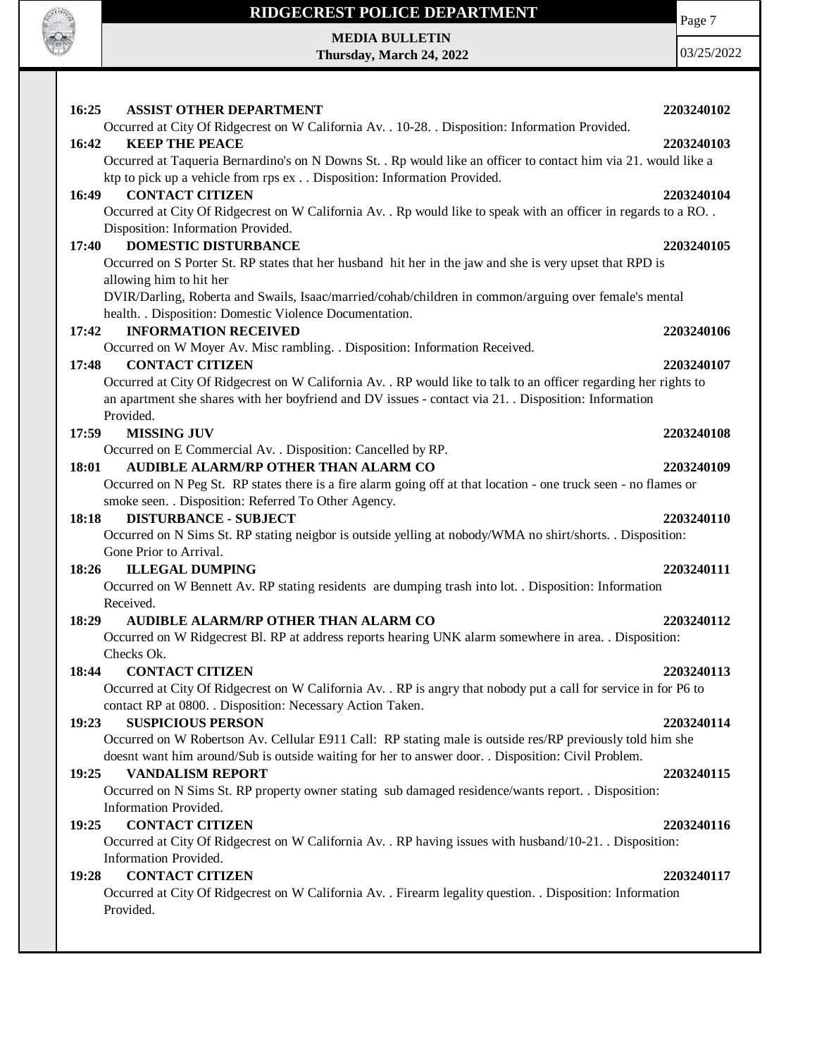**16:25 ASSIST OTHER DEPARTMENT 2203240102**

Occurred at City Of Ridgecrest on W California Av. . 10-28. . Disposition: Information Provided.

**16:42 KEEP THE PEACE 2203240103**

Occurred at Taqueria Bernardino's on N Downs St. . Rp would like an officer to contact him via 21. would like a ktp to pick up a vehicle from rps ex . . Disposition: Information Provided.

**16:49 CONTACT CITIZEN 2203240104**

Occurred at City Of Ridgecrest on W California Av. . Rp would like to speak with an officer in regards to a RO. . Disposition: Information Provided.

**17:40 DOMESTIC DISTURBANCE 2203240105**

Occurred on S Porter St. RP states that her husband hit her in the jaw and she is very upset that RPD is allowing him to hit her
DVIR/Darling, Roberta and Swails, Isaac/married/cohab/children in common/arguing over female's mental health. . Disposition: Domestic Violence Documentation.

**17:42 INFORMATION RECEIVED 2203240106**

Occurred on W Moyer Av. Misc rambling. . Disposition: Information Received.

**17:48 CONTACT CITIZEN 2203240107**

Occurred at City Of Ridgecrest on W California Av. . RP would like to talk to an officer regarding her rights to an apartment she shares with her boyfriend and DV issues - contact via 21. . Disposition: Information Provided.

**17:59 MISSING JUV 2203240108**

Occurred on E Commercial Av. . Disposition: Cancelled by RP.

**18:01 AUDIBLE ALARM/RP OTHER THAN ALARM CO 2203240109**

Occurred on N Peg St. RP states there is a fire alarm going off at that location - one truck seen - no flames or smoke seen. . Disposition: Referred To Other Agency.

**18:18 DISTURBANCE - SUBJECT 2203240110**

Occurred on N Sims St. RP stating neigbor is outside yelling at nobody/WMA no shirt/shorts. . Disposition: Gone Prior to Arrival.

**18:26 ILLEGAL DUMPING 2203240111**

Occurred on W Bennett Av. RP stating residents are dumping trash into lot. . Disposition: Information Received.

**18:29 AUDIBLE ALARM/RP OTHER THAN ALARM CO 2203240112**

Occurred on W Ridgecrest Bl. RP at address reports hearing UNK alarm somewhere in area. . Disposition: Checks Ok.

**18:44 CONTACT CITIZEN 2203240113**

Occurred at City Of Ridgecrest on W California Av. . RP is angry that nobody put a call for service in for P6 to contact RP at 0800. . Disposition: Necessary Action Taken.

**19:23 SUSPICIOUS PERSON 2203240114**

Occurred on W Robertson Av. Cellular E911 Call: RP stating male is outside res/RP previously told him she doesnt want him around/Sub is outside waiting for her to answer door. . Disposition: Civil Problem.

**19:25 VANDALISM REPORT 2203240115**

Occurred on N Sims St. RP property owner stating sub damaged residence/wants report. . Disposition: Information Provided.

**19:25 CONTACT CITIZEN 2203240116**

Occurred at City Of Ridgecrest on W California Av. . RP having issues with husband/10-21. . Disposition: Information Provided.

**19:28 CONTACT CITIZEN 2203240117**

Occurred at City Of Ridgecrest on W California Av. . Firearm legality question. . Disposition: Information Provided.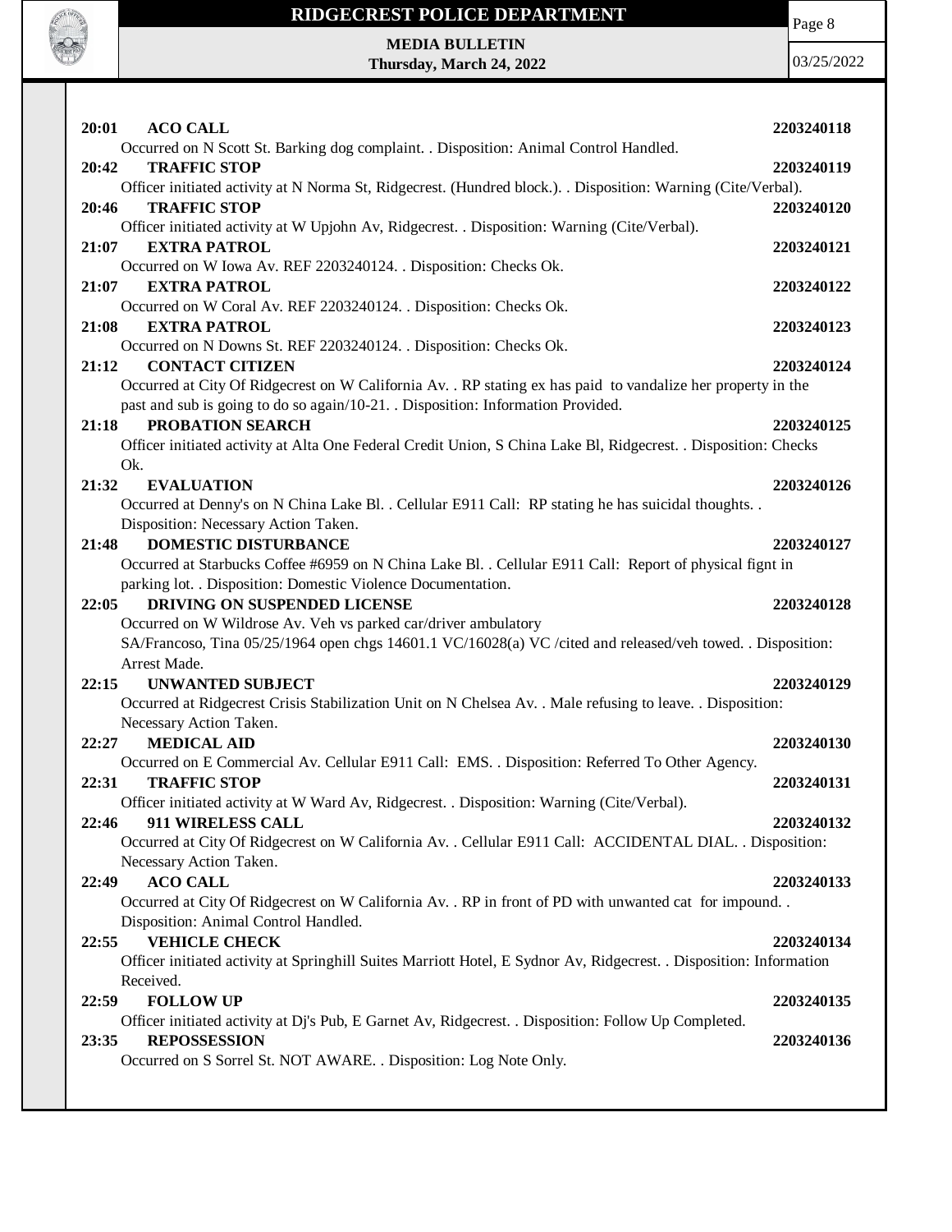**20:01 ACO CALL** 2203240118

Occurred on N Scott St. Barking dog complaint. . Disposition: Animal Control Handled.

**20:42 TRAFFIC STOP** 2203240119

Officer initiated activity at N Norma St, Ridgecrest. (Hundred block.). . Disposition: Warning (Cite/Verbal).

**20:46 TRAFFIC STOP** 2203240120

Officer initiated activity at W Upjohn Av, Ridgecrest. . Disposition: Warning (Cite/Verbal).

**21:07 EXTRA PATROL** 2203240121

Occurred on W Iowa Av. REF 2203240124. . Disposition: Checks Ok.

**21:07 EXTRA PATROL** 2203240122

Occurred on W Coral Av. REF 2203240124. . Disposition: Checks Ok.

**21:08 EXTRA PATROL** 2203240123

Occurred on N Downs St. REF 2203240124. . Disposition: Checks Ok.

**21:12 CONTACT CITIZEN** 2203240124

Occurred at City Of Ridgecrest on W California Av. . RP stating ex has paid to vandalize her property in the past and sub is going to do so again/10-21. . Disposition: Information Provided.

**21:18 PROBATION SEARCH** 2203240125

Officer initiated activity at Alta One Federal Credit Union, S China Lake Bl, Ridgecrest. . Disposition: Checks Ok.

**21:32 EVALUATION** 2203240126

Occurred at Denny's on N China Lake Bl. . Cellular E911 Call: RP stating he has suicidal thoughts. . Disposition: Necessary Action Taken.

**21:48 DOMESTIC DISTURBANCE** 2203240127

Occurred at Starbucks Coffee #6959 on N China Lake Bl. . Cellular E911 Call: Report of physical fignt in parking lot. . Disposition: Domestic Violence Documentation.

**22:05 DRIVING ON SUSPENDED LICENSE** 2203240128

Occurred on W Wildrose Av. Veh vs parked car/driver ambulatory
SA/Francoso, Tina 05/25/1964 open chgs 14601.1 VC/16028(a) VC /cited and released/veh towed. . Disposition: Arrest Made.

**22:15 UNWANTED SUBJECT** 2203240129

Occurred at Ridgecrest Crisis Stabilization Unit on N Chelsea Av. . Male refusing to leave. . Disposition: Necessary Action Taken.

**22:27 MEDICAL AID** 2203240130

Occurred on E Commercial Av. Cellular E911 Call: EMS. . Disposition: Referred To Other Agency.

**22:31 TRAFFIC STOP** 2203240131

Officer initiated activity at W Ward Av, Ridgecrest. . Disposition: Warning (Cite/Verbal).

**22:46 911 WIRELESS CALL** 2203240132

Occurred at City Of Ridgecrest on W California Av. . Cellular E911 Call: ACCIDENTAL DIAL. . Disposition: Necessary Action Taken.

**22:49 ACO CALL** 2203240133

Occurred at City Of Ridgecrest on W California Av. . RP in front of PD with unwanted cat for impound. . Disposition: Animal Control Handled.

**22:55 VEHICLE CHECK** 2203240134

Officer initiated activity at Springhill Suites Marriott Hotel, E Sydnor Av, Ridgecrest. . Disposition: Information Received.

**22:59 FOLLOW UP** 2203240135

Officer initiated activity at Dj's Pub, E Garnet Av, Ridgecrest. . Disposition: Follow Up Completed.

**23:35 REPOSSESSION** 2203240136

Occurred on S Sorrel St. NOT AWARE. . Disposition: Log Note Only.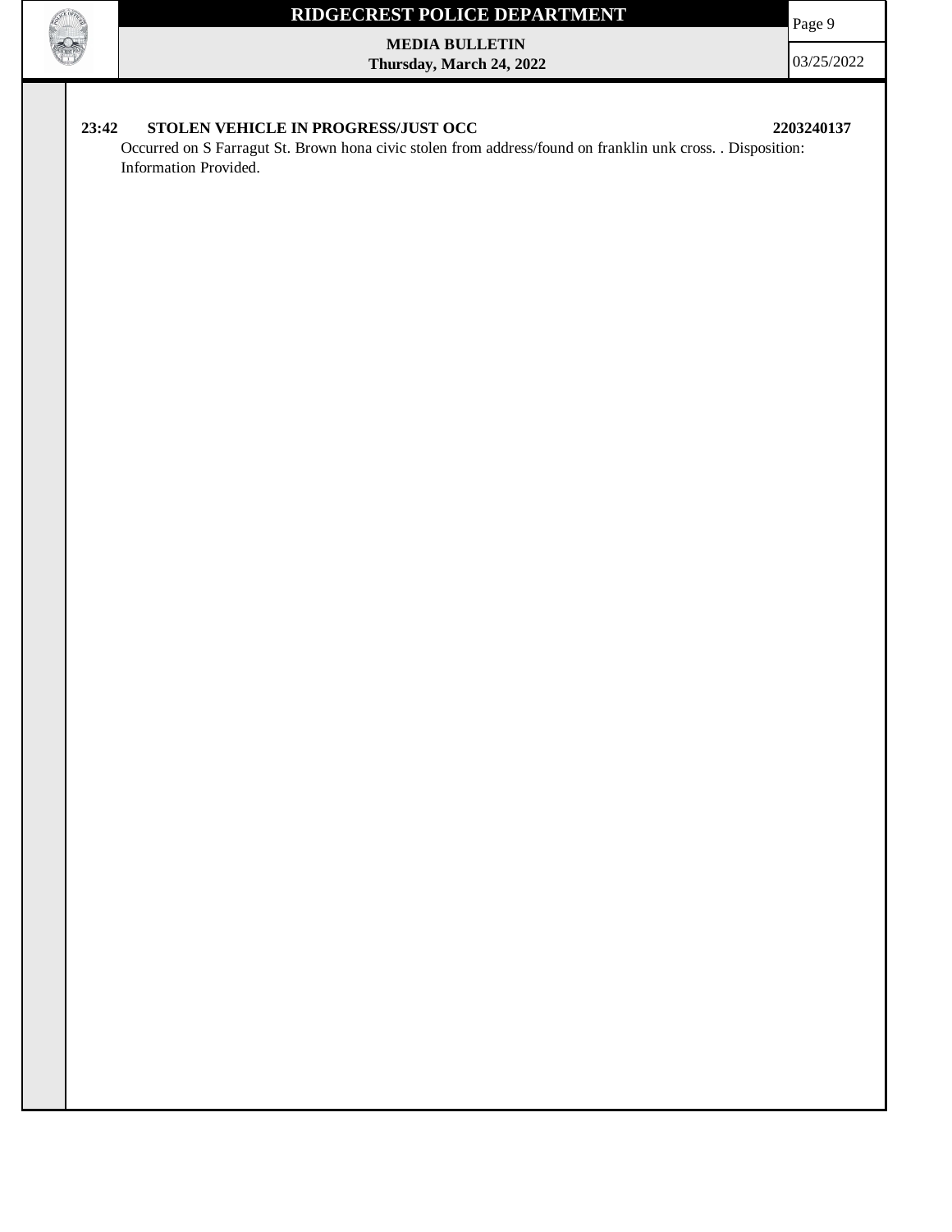**23:42 STOLEN VEHICLE IN PROGRESS/JUST OCC 2203240137**

Occurred on S Farragut St. Brown hona civic stolen from address/found on franklin unk cross. . Disposition: Information Provided.